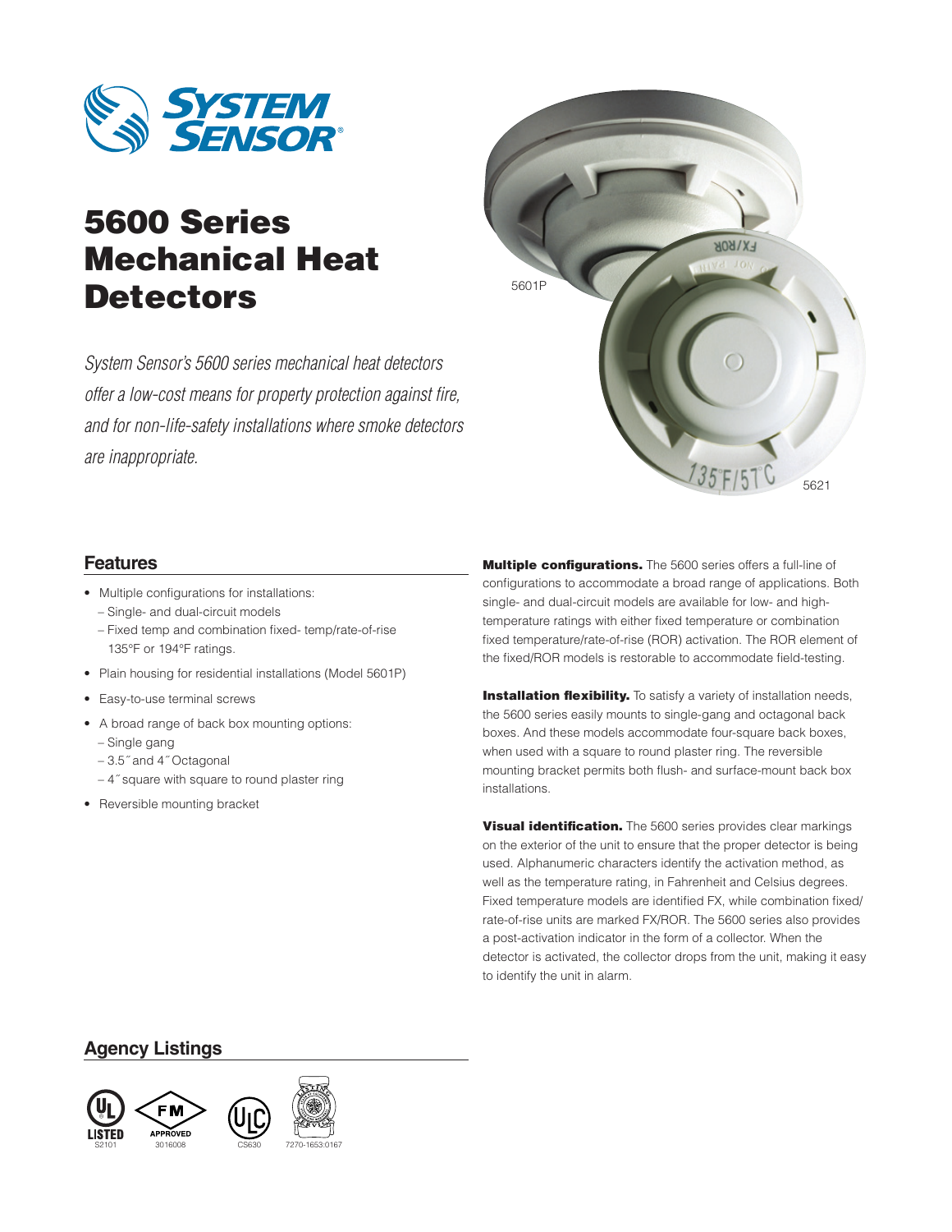# 5600 Series Mechanical Heat Detectors

*System Sensor's 5600 series mechanical heat detectors offer a low-cost means for property protection against fire, and for non-life-safety installations where smoke detectors are inappropriate.*

5601P

5621

## Features

- Multiple configurations for installations:
  - Single- and dual-circuit models
  - Fixed temp and combination fixed- temp/rate-of-rise 135°F or 194°F ratings.
- Plain housing for residential installations (Model 5601P)
- Easy-to-use terminal screws
- A broad range of back box mounting options:
  - Single gang
  - 3.5˝ and 4˝ Octagonal
  - 4˝ square with square to round plaster ring
- Reversible mounting bracket

**Multiple configurations.** The 5600 series offers a full-line of configurations to accommodate a broad range of applications. Both single- and dual-circuit models are available for low- and high-temperature ratings with either fixed temperature or combination fixed temperature/rate-of-rise (ROR) activation. The ROR element of the fixed/ROR models is restorable to accommodate field-testing.

**Installation flexibility.** To satisfy a variety of installation needs, the 5600 series easily mounts to single-gang and octagonal back boxes. And these models accommodate four-square back boxes, when used with a square to round plaster ring. The reversible mounting bracket permits both flush- and surface-mount back box installations.

**Visual identification.** The 5600 series provides clear markings on the exterior of the unit to ensure that the proper detector is being used. Alphanumeric characters identify the activation method, as well as the temperature rating, in Fahrenheit and Celsius degrees. Fixed temperature models are identified FX, while combination fixed/rate-of-rise units are marked FX/ROR. The 5600 series also provides a post-activation indicator in the form of a collector. When the detector is activated, the collector drops from the unit, making it easy to identify the unit in alarm.

## Agency Listings

S2101 3016008 CS630 7270-1653:0167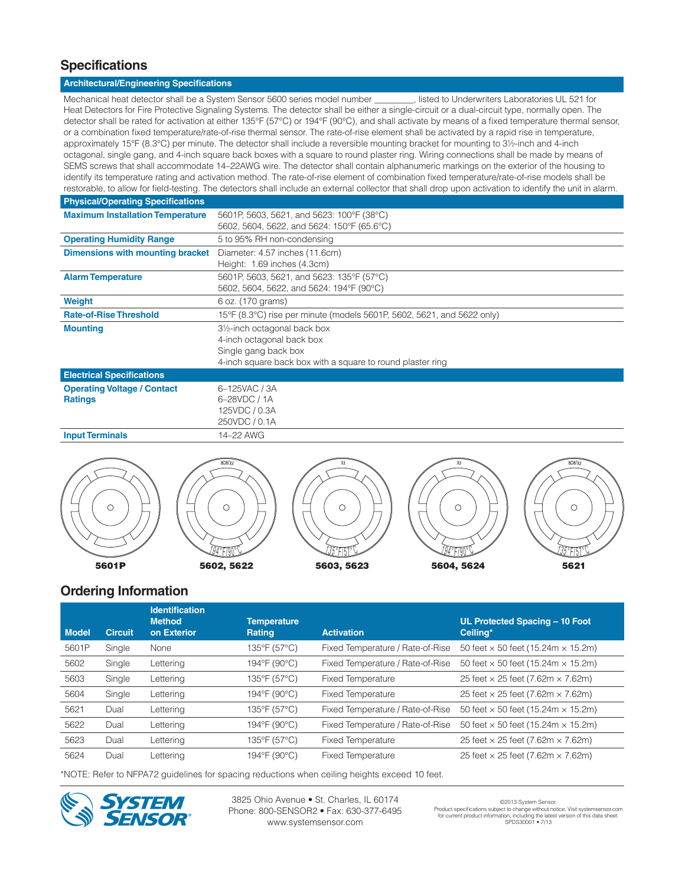## Specifications

### Architectural/Engineering Specifications

Mechanical heat detector shall be a System Sensor 5600 series model number _________, listed to Underwriters Laboratories UL 521 for Heat Detectors for Fire Protective Signaling Systems. The detector shall be either a single-circuit or a dual-circuit type, normally open. The detector shall be rated for activation at either 135°F (57°C) or 194°F (90°C), and shall activate by means of a fixed temperature thermal sensor, or a combination fixed temperature/rate-of-rise thermal sensor. The rate-of-rise element shall be activated by a rapid rise in temperature, approximately 15°F (8.3°C) per minute. The detector shall include a reversible mounting bracket for mounting to 3½-inch and 4-inch octagonal, single gang, and 4-inch square back boxes with a square to round plaster ring. Wiring connections shall be made by means of SEMS screws that shall accommodate 14–22AWG wire. The detector shall contain alphanumeric markings on the exterior of the housing to identify its temperature rating and activation method. The rate-of-rise element of combination fixed temperature/rate-of-rise models shall be restorable, to allow for field-testing. The detectors shall include an external collector that shall drop upon activation to identify the unit in alarm.

### Physical/Operating Specifications

| | |
|---|---|
| **Maximum Installation Temperature** | 5601P, 5603, 5621, and 5623: 100°F (38°C)<br>5602, 5604, 5622, and 5624: 150°F (65.6°C) |
| **Operating Humidity Range** | 5 to 95% RH non-condensing |
| **Dimensions with mounting bracket** | Diameter: 4.57 inches (11.6cm)<br>Height: 1.69 inches (4.3cm) |
| **Alarm Temperature** | 5601P, 5603, 5621, and 5623: 135°F (57°C)<br>5602, 5604, 5622, and 5624: 194°F (90°C) |
| **Weight** | 6 oz. (170 grams) |
| **Rate-of-Rise Threshold** | 15°F (8.3°C) rise per minute (models 5601P, 5602, 5621, and 5622 only) |
| **Mounting** | 3½-inch octagonal back box<br>4-inch octagonal back box<br>Single gang back box<br>4-inch square back box with a square to round plaster ring |

### Electrical Specifications

| | |
|---|---|
| **Operating Voltage / Contact Ratings** | 6–125VAC / 3A<br>6–28VDC / 1A<br>125VDC / 0.3A<br>250VDC / 0.1A |
| **Input Terminals** | 14–22 AWG |

FX/ROR
194°F/90°C
FX
135°F/57°C
FX
194°F/90°C
FX/ROR
135°F/57°C

**5601P** **5602, 5622** **5603, 5623** **5604, 5624** **5621**

## Ordering Information

| Model | Circuit | Identification Method on Exterior | Temperature Rating | Activation | UL Protected Spacing – 10 Foot Ceiling* |
|---|---|---|---|---|---|
| 5601P | Single | None | 135°F (57°C) | Fixed Temperature / Rate-of-Rise | 50 feet × 50 feet (15.24m × 15.2m) |
| 5602 | Single | Lettering | 194°F (90°C) | Fixed Temperature / Rate-of-Rise | 50 feet × 50 feet (15.24m × 15.2m) |
| 5603 | Single | Lettering | 135°F (57°C) | Fixed Temperature | 25 feet × 25 feet (7.62m × 7.62m) |
| 5604 | Single | Lettering | 194°F (90°C) | Fixed Temperature | 25 feet × 25 feet (7.62m × 7.62m) |
| 5621 | Dual | Lettering | 135°F (57°C) | Fixed Temperature / Rate-of-Rise | 50 feet × 50 feet (15.24m × 15.2m) |
| 5622 | Dual | Lettering | 194°F (90°C) | Fixed Temperature / Rate-of-Rise | 50 feet × 50 feet (15.24m × 15.2m) |
| 5623 | Dual | Lettering | 135°F (57°C) | Fixed Temperature | 25 feet × 25 feet (7.62m × 7.62m) |
| 5624 | Dual | Lettering | 194°F (90°C) | Fixed Temperature | 25 feet × 25 feet (7.62m × 7.62m) |

*NOTE: Refer to NFPA72 guidelines for spacing reductions when ceiling heights exceed 10 feet.

SYSTEM SENSOR®

3825 Ohio Avenue • St. Charles, IL 60174
Phone: 800-SENSOR2 • Fax: 630-377-6495
www.systemsensor.com

©2013 System Sensor.
Product specifications subject to change without notice. Visit systemsensor.com for current product information, including the latest version of this data sheet.
SPDS30001 • 7/13